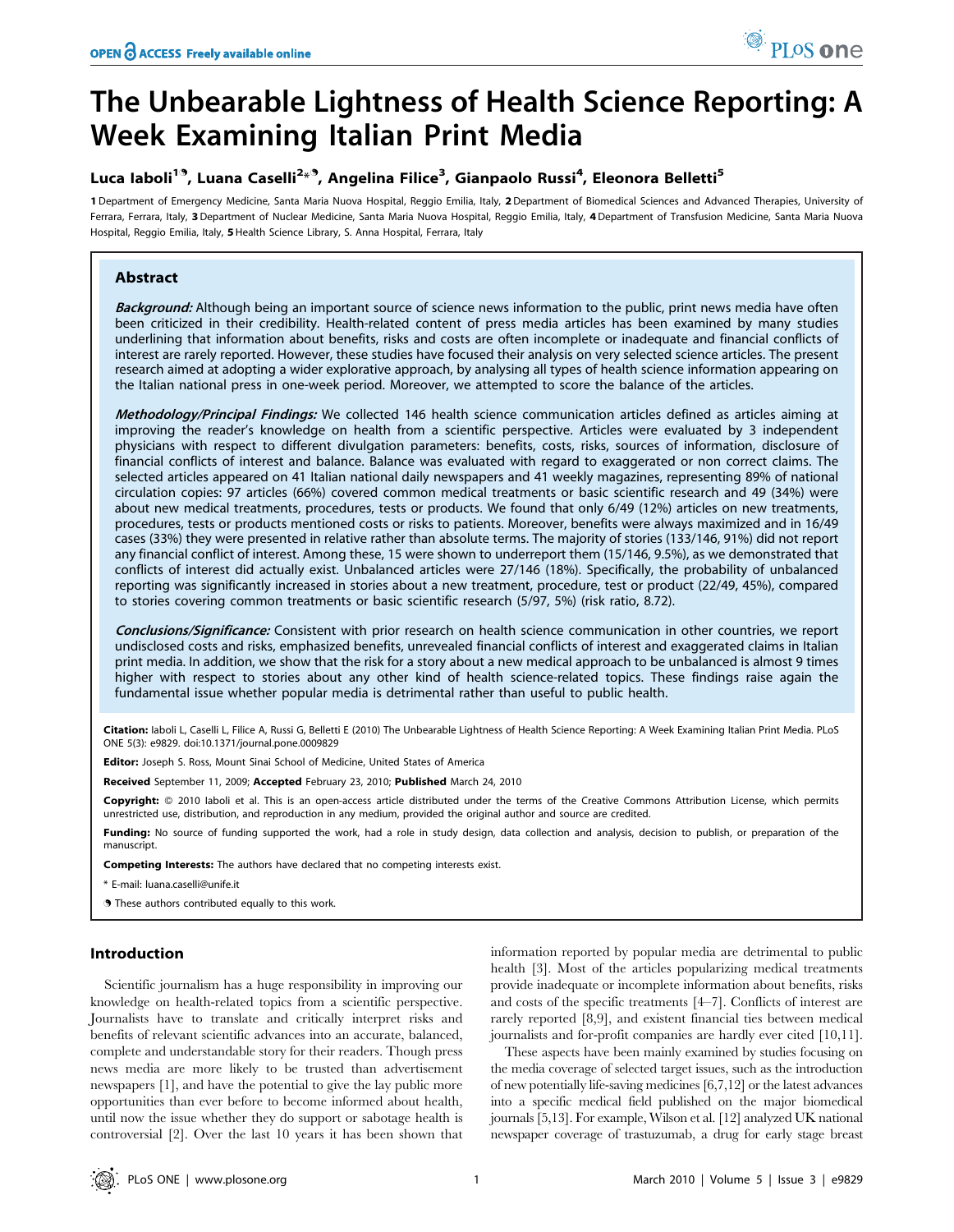# The Unbearable Lightness of Health Science Reporting: A Week Examining Italian Print Media

**Luca Iaboli[1,¶], Luana Caselli[2*,¶], Angelina Filice[3], Gianpaolo Russi[4], Eleonora Belletti[5]**

**1** Department of Emergency Medicine, Santa Maria Nuova Hospital, Reggio Emilia, Italy, **2** Department of Biomedical Sciences and Advanced Therapies, University of Ferrara, Ferrara, Italy, **3** Department of Nuclear Medicine, Santa Maria Nuova Hospital, Reggio Emilia, Italy, **4** Department of Transfusion Medicine, Santa Maria Nuova Hospital, Reggio Emilia, Italy, **5** Health Science Library, S. Anna Hospital, Ferrara, Italy

## Abstract

***Background:*** Although being an important source of science news information to the public, print news media have often been criticized in their credibility. Health-related content of press media articles has been examined by many studies underlining that information about benefits, risks and costs are often incomplete or inadequate and financial conflicts of interest are rarely reported. However, these studies have focused their analysis on very selected science articles. The present research aimed at adopting a wider explorative approach, by analysing all types of health science information appearing on the Italian national press in one-week period. Moreover, we attempted to score the balance of the articles.

***Methodology/Principal Findings:*** We collected 146 health science communication articles defined as articles aiming at improving the reader's knowledge on health from a scientific perspective. Articles were evaluated by 3 independent physicians with respect to different divulgation parameters: benefits, costs, risks, sources of information, disclosure of financial conflicts of interest and balance. Balance was evaluated with regard to exaggerated or non correct claims. The selected articles appeared on 41 Italian national daily newspapers and 41 weekly magazines, representing 89% of national circulation copies: 97 articles (66%) covered common medical treatments or basic scientific research and 49 (34%) were about new medical treatments, procedures, tests or products. We found that only 6/49 (12%) articles on new treatments, procedures, tests or products mentioned costs or risks to patients. Moreover, benefits were always maximized and in 16/49 cases (33%) they were presented in relative rather than absolute terms. The majority of stories (133/146, 91%) did not report any financial conflict of interest. Among these, 15 were shown to underreport them (15/146, 9.5%), as we demonstrated that conflicts of interest did actually exist. Unbalanced articles were 27/146 (18%). Specifically, the probability of unbalanced reporting was significantly increased in stories about a new treatment, procedure, test or product (22/49, 45%), compared to stories covering common treatments or basic scientific research (5/97, 5%) (risk ratio, 8.72).

***Conclusions/Significance:*** Consistent with prior research on health science communication in other countries, we report undisclosed costs and risks, emphasized benefits, unrevealed financial conflicts of interest and exaggerated claims in Italian print media. In addition, we show that the risk for a story about a new medical approach to be unbalanced is almost 9 times higher with respect to stories about any other kind of health science-related topics. These findings raise again the fundamental issue whether popular media is detrimental rather than useful to public health.

**Citation:** Iaboli L, Caselli L, Filice A, Russi G, Belletti E (2010) The Unbearable Lightness of Health Science Reporting: A Week Examining Italian Print Media. PLoS ONE 5(3): e9829. doi:10.1371/journal.pone.0009829

**Editor:** Joseph S. Ross, Mount Sinai School of Medicine, United States of America

**Received** September 11, 2009; **Accepted** February 23, 2010; **Published** March 24, 2010

**Copyright:** © 2010 Iaboli et al. This is an open-access article distributed under the terms of the Creative Commons Attribution License, which permits unrestricted use, distribution, and reproduction in any medium, provided the original author and source are credited.

**Funding:** No source of funding supported the work, had a role in study design, data collection and analysis, decision to publish, or preparation of the manuscript.

**Competing Interests:** The authors have declared that no competing interests exist.

\* E-mail: luana.caselli@unife.it

¶ These authors contributed equally to this work.

## Introduction

Scientific journalism has a huge responsibility in improving our knowledge on health-related topics from a scientific perspective. Journalists have to translate and critically interpret risks and benefits of relevant scientific advances into an accurate, balanced, complete and understandable story for their readers. Though press news media are more likely to be trusted than advertisement newspapers [1], and have the potential to give the lay public more opportunities than ever before to become informed about health, until now the issue whether they do support or sabotage health is controversial [2]. Over the last 10 years it has been shown that information reported by popular media are detrimental to public health [3]. Most of the articles popularizing medical treatments provide inadequate or incomplete information about benefits, risks and costs of the specific treatments [4–7]. Conflicts of interest are rarely reported [8,9], and existent financial ties between medical journalists and for-profit companies are hardly ever cited [10,11].

These aspects have been mainly examined by studies focusing on the media coverage of selected target issues, such as the introduction of new potentially life-saving medicines [6,7,12] or the latest advances into a specific medical field published on the major biomedical journals [5,13]. For example, Wilson et al. [12] analyzed UK national newspaper coverage of trastuzumab, a drug for early stage breast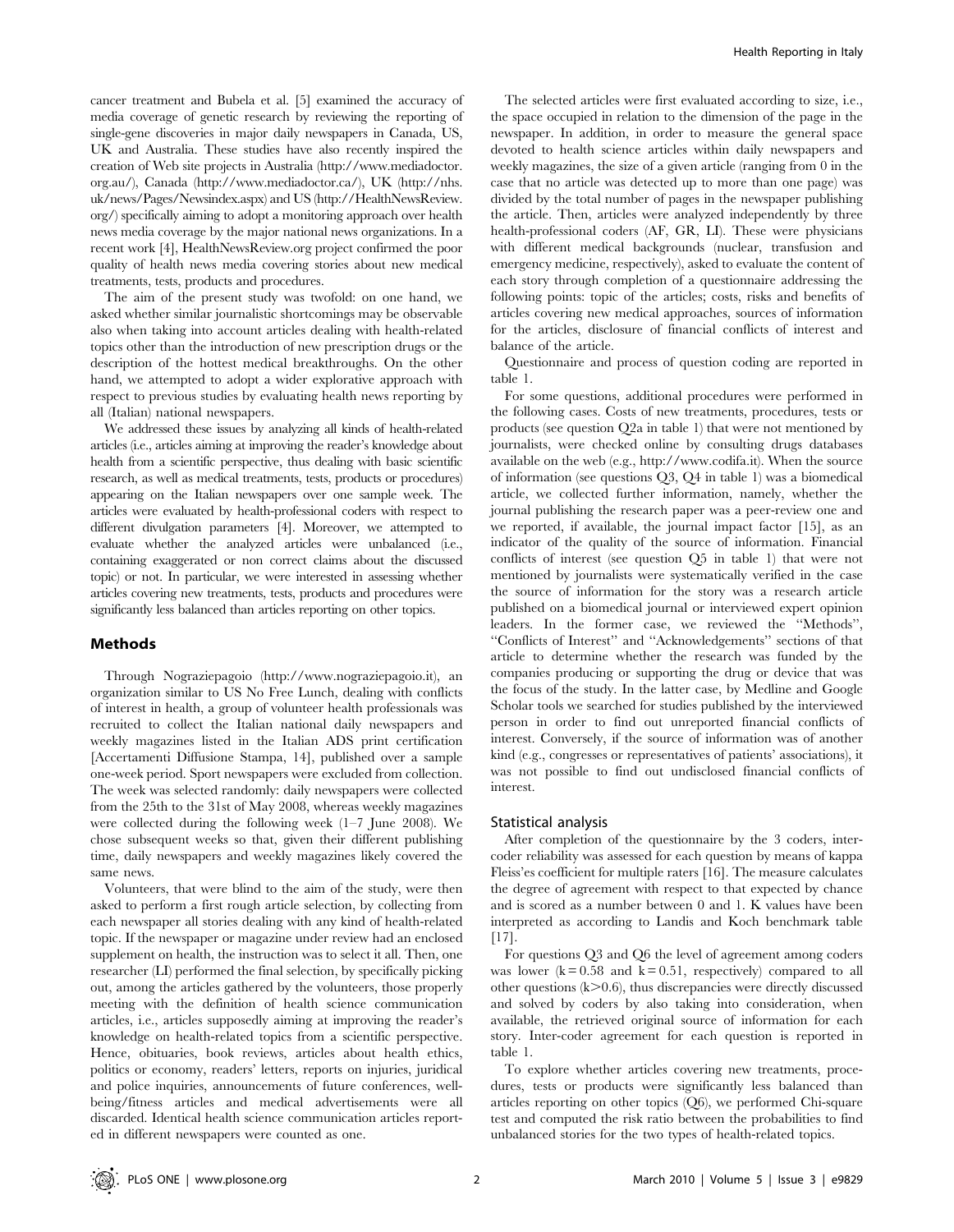cancer treatment and Bubela et al. [5] examined the accuracy of media coverage of genetic research by reviewing the reporting of single-gene discoveries in major daily newspapers in Canada, US, UK and Australia. These studies have also recently inspired the creation of Web site projects in Australia (http://www.mediadoctor.org.au/), Canada (http://www.mediadoctor.ca/), UK (http://nhs.uk/news/Pages/Newsindex.aspx) and US (http://HealthNewsReview.org/) specifically aiming to adopt a monitoring approach over health news media coverage by the major national news organizations. In a recent work [4], HealthNewsReview.org project confirmed the poor quality of health news media covering stories about new medical treatments, tests, products and procedures.

The aim of the present study was twofold: on one hand, we asked whether similar journalistic shortcomings may be observable also when taking into account articles dealing with health-related topics other than the introduction of new prescription drugs or the description of the hottest medical breakthroughs. On the other hand, we attempted to adopt a wider explorative approach with respect to previous studies by evaluating health news reporting by all (Italian) national newspapers.

We addressed these issues by analyzing all kinds of health-related articles (i.e., articles aiming at improving the reader's knowledge about health from a scientific perspective, thus dealing with basic scientific research, as well as medical treatments, tests, products or procedures) appearing on the Italian newspapers over one sample week. The articles were evaluated by health-professional coders with respect to different divulgation parameters [4]. Moreover, we attempted to evaluate whether the analyzed articles were unbalanced (i.e., containing exaggerated or non correct claims about the discussed topic) or not. In particular, we were interested in assessing whether articles covering new treatments, tests, products and procedures were significantly less balanced than articles reporting on other topics.

## Methods

Through Nograziepagoio (http://www.nograziepagoio.it), an organization similar to US No Free Lunch, dealing with conflicts of interest in health, a group of volunteer health professionals was recruited to collect the Italian national daily newspapers and weekly magazines listed in the Italian ADS print certification [Accertamenti Diffusione Stampa, 14], published over a sample one-week period. Sport newspapers were excluded from collection. The week was selected randomly: daily newspapers were collected from the 25th to the 31st of May 2008, whereas weekly magazines were collected during the following week (1–7 June 2008). We chose subsequent weeks so that, given their different publishing time, daily newspapers and weekly magazines likely covered the same news.

Volunteers, that were blind to the aim of the study, were then asked to perform a first rough article selection, by collecting from each newspaper all stories dealing with any kind of health-related topic. If the newspaper or magazine under review had an enclosed supplement on health, the instruction was to select it all. Then, one researcher (LI) performed the final selection, by specifically picking out, among the articles gathered by the volunteers, those properly meeting with the definition of health science communication articles, i.e., articles supposedly aiming at improving the reader's knowledge on health-related topics from a scientific perspective. Hence, obituaries, book reviews, articles about health ethics, politics or economy, readers' letters, reports on injuries, juridical and police inquiries, announcements of future conferences, well-being/fitness articles and medical advertisements were all discarded. Identical health science communication articles reported in different newspapers were counted as one.

The selected articles were first evaluated according to size, i.e., the space occupied in relation to the dimension of the page in the newspaper. In addition, in order to measure the general space devoted to health science articles within daily newspapers and weekly magazines, the size of a given article (ranging from 0 in the case that no article was detected up to more than one page) was divided by the total number of pages in the newspaper publishing the article. Then, articles were analyzed independently by three health-professional coders (AF, GR, LI). These were physicians with different medical backgrounds (nuclear, transfusion and emergency medicine, respectively), asked to evaluate the content of each story through completion of a questionnaire addressing the following points: topic of the articles; costs, risks and benefits of articles covering new medical approaches, sources of information for the articles, disclosure of financial conflicts of interest and balance of the article.

Questionnaire and process of question coding are reported in table 1.

For some questions, additional procedures were performed in the following cases. Costs of new treatments, procedures, tests or products (see question Q2a in table 1) that were not mentioned by journalists, were checked online by consulting drugs databases available on the web (e.g., http://www.codifa.it). When the source of information (see questions Q3, Q4 in table 1) was a biomedical article, we collected further information, namely, whether the journal publishing the research paper was a peer-review one and we reported, if available, the journal impact factor [15], as an indicator of the quality of the source of information. Financial conflicts of interest (see question Q5 in table 1) that were not mentioned by journalists were systematically verified in the case the source of information for the story was a research article published on a biomedical journal or interviewed expert opinion leaders. In the former case, we reviewed the "Methods", "Conflicts of Interest" and "Acknowledgements" sections of that article to determine whether the research was funded by the companies producing or supporting the drug or device that was the focus of the study. In the latter case, by Medline and Google Scholar tools we searched for studies published by the interviewed person in order to find out unreported financial conflicts of interest. Conversely, if the source of information was of another kind (e.g., congresses or representatives of patients' associations), it was not possible to find out undisclosed financial conflicts of interest.

### Statistical analysis

After completion of the questionnaire by the 3 coders, intercoder reliability was assessed for each question by means of kappa Fleiss'es coefficient for multiple raters [16]. The measure calculates the degree of agreement with respect to that expected by chance and is scored as a number between 0 and 1. K values have been interpreted as according to Landis and Koch benchmark table [17].

For questions Q3 and Q6 the level of agreement among coders was lower ($k = 0.58$ and $k = 0.51$, respectively) compared to all other questions ($k > 0.6$), thus discrepancies were directly discussed and solved by coders by also taking into consideration, when available, the retrieved original source of information for each story. Inter-coder agreement for each question is reported in table 1.

To explore whether articles covering new treatments, procedures, tests or products were significantly less balanced than articles reporting on other topics (Q6), we performed Chi-square test and computed the risk ratio between the probabilities to find unbalanced stories for the two types of health-related topics.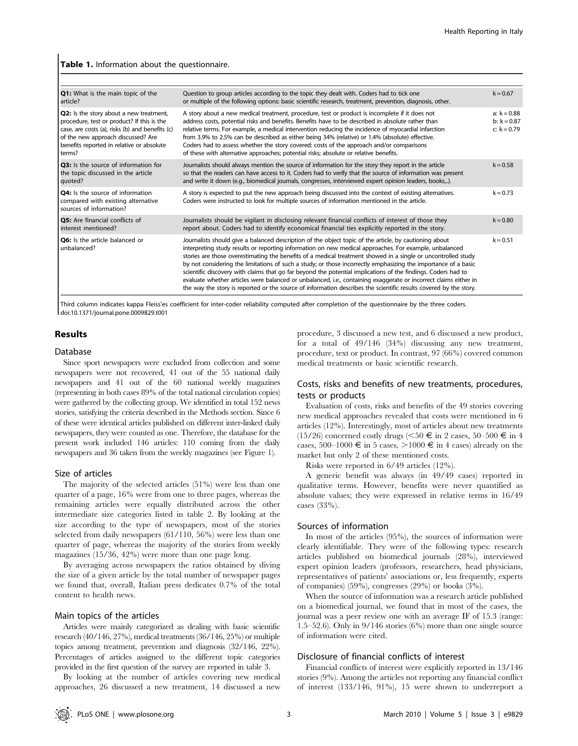**Table 1.** Information about the questionnaire.

| | | |
|---|---|---|
| **Q1:** What is the main topic of the article? | Question to group articles according to the topic they dealt with. Coders had to tick one or multiple of the following options: basic scientific research, treatment, prevention, diagnosis, other. | k = 0.67 |
| **Q2:** Is the story about a new treatment, procedure, test or product? If this is the case, are costs (a), risks (b) and benefits (c) of the new approach discussed? Are benefits reported in relative or absolute terms? | A story about a new medical treatment, procedure, test or product is incomplete if it does not address costs, potential risks and benefits. Benefits have to be described in absolute rather than relative terms. For example, a medical intervention reducing the incidence of myocardial infarction from 3.9% to 2.5% can be described as either being 34% (relative) or 1.4% (absolute) effective. Coders had to assess whether the story covered: costs of the approach and/or comparisons of these with alternative approaches; potential risks; absolute or relative benefits. | a: k = 0.88 b: k = 0.87 c: k = 0.79 |
| **Q3:** Is the source of information for the topic discussed in the article quoted? | Journalists should always mention the source of information for the story they report in the article so that the readers can have access to it. Coders had to verify that the source of information was present and write it down (e.g., biomedical journals, congresses, interviewed expert opinion leaders, books,..). | k = 0.58 |
| **Q4:** Is the source of information compared with existing alternative sources of information? | A story is expected to put the new approach being discussed into the context of existing alternatives. Coders were instructed to look for multiple sources of information mentioned in the article. | k = 0.73 |
| **Q5:** Are financial conflicts of interest mentioned? | Journalists should be vigilant in disclosing relevant financial conflicts of interest of those they report about. Coders had to identify economical financial ties explicitly reported in the story. | k = 0.80 |
| **Q6:** Is the article balanced or unbalanced? | Journalists should give a balanced description of the object topic of the article, by cautioning about interpreting study results or reporting information on new medical approaches. For example, unbalanced stories are those overestimating the benefits of a medical treatment showed in a single or uncontrolled study by not considering the limitations of such a study; or those incorrectly emphasizing the importance of a basic scientific discovery with claims that go far beyond the potential implications of the findings. Coders had to evaluate whether articles were balanced or unbalanced, i.e., containing exaggerate or incorrect claims either in the way the story is reported or the source of information describes the scientific results covered by the story. | k = 0.51 |

Third column indicates kappa Fleiss's coefficient for inter-coder reliability computed after completion of the questionnaire by the three coders.
doi:10.1371/journal.pone.0009829.t001

## Results

### Database

Since sport newspapers were excluded from collection and some newspapers were not recovered, 41 out of the 55 national daily newspapers and 41 out of the 60 national weekly magazines (representing in both cases 89% of the total national circulation copies) were gathered by the collecting group. We identified in total 152 news stories, satisfying the criteria described in the Methods section. Since 6 of these were identical articles published on different inter-linked daily newspapers, they were counted as one. Therefore, the database for the present work included 146 articles: 110 coming from the daily newspapers and 36 taken from the weekly magazines (see Figure 1).

### Size of articles

The majority of the selected articles (51%) were less than one quarter of a page, 16% were from one to three pages, whereas the remaining articles were equally distributed across the other intermediate size categories listed in table 2. By looking at the size according to the type of newspapers, most of the stories selected from daily newspapers (61/110, 56%) were less than one quarter of page, whereas the majority of the stories from weekly magazines (15/36, 42%) were more than one page long.

By averaging across newspapers the ratios obtained by diving the size of a given article by the total number of newspaper pages we found that, overall, Italian press dedicates 0.7% of the total content to health news.

### Main topics of the articles

Articles were mainly categorized as dealing with basic scientific research (40/146, 27%), medical treatments (36/146, 25%) or multiple topics among treatment, prevention and diagnosis (32/146, 22%). Percentages of articles assigned to the different topic categories provided in the first question of the survey are reported in table 3.

By looking at the number of articles covering new medical approaches, 26 discussed a new treatment, 14 discussed a new procedure, 3 discussed a new test, and 6 discussed a new product, for a total of 49/146 (34%) discussing any new treatment, procedure, text or product. In contrast, 97 (66%) covered common medical treatments or basic scientific research.

### Costs, risks and benefits of new treatments, procedures, tests or products

Evaluation of costs, risks and benefits of the 49 stories covering new medical approaches revealed that costs were mentioned in 6 articles (12%). Interestingly, most of articles about new treatments (15/26) concerned costly drugs (<50 € in 2 cases, 50–500 € in 4 cases, 500–1000 € in 5 cases, >1000 € in 4 cases) already on the market but only 2 of these mentioned costs.

Risks were reported in 6/49 articles (12%).

A generic benefit was always (in 49/49 cases) reported in qualitative terms. However, benefits were never quantified as absolute values; they were expressed in relative terms in 16/49 cases (33%).

### Sources of information

In most of the articles (95%), the sources of information were clearly identifiable. They were of the following types: research articles published on biomedical journals (28%), interviewed expert opinion leaders (professors, researchers, head physicians, representatives of patients' associations or, less frequently, experts of companies) (59%), congresses (29%) or books (3%).

When the source of information was a research article published on a biomedical journal, we found that in most of the cases, the journal was a peer review one with an average IF of 15.3 (range: 1.5–52.6). Only in 9/146 stories (6%) more than one single source of information were cited.

### Disclosure of financial conflicts of interest

Financial conflicts of interest were explicitly reported in 13/146 stories (9%). Among the articles not reporting any financial conflict of interest (133/146, 91%), 15 were shown to underreport a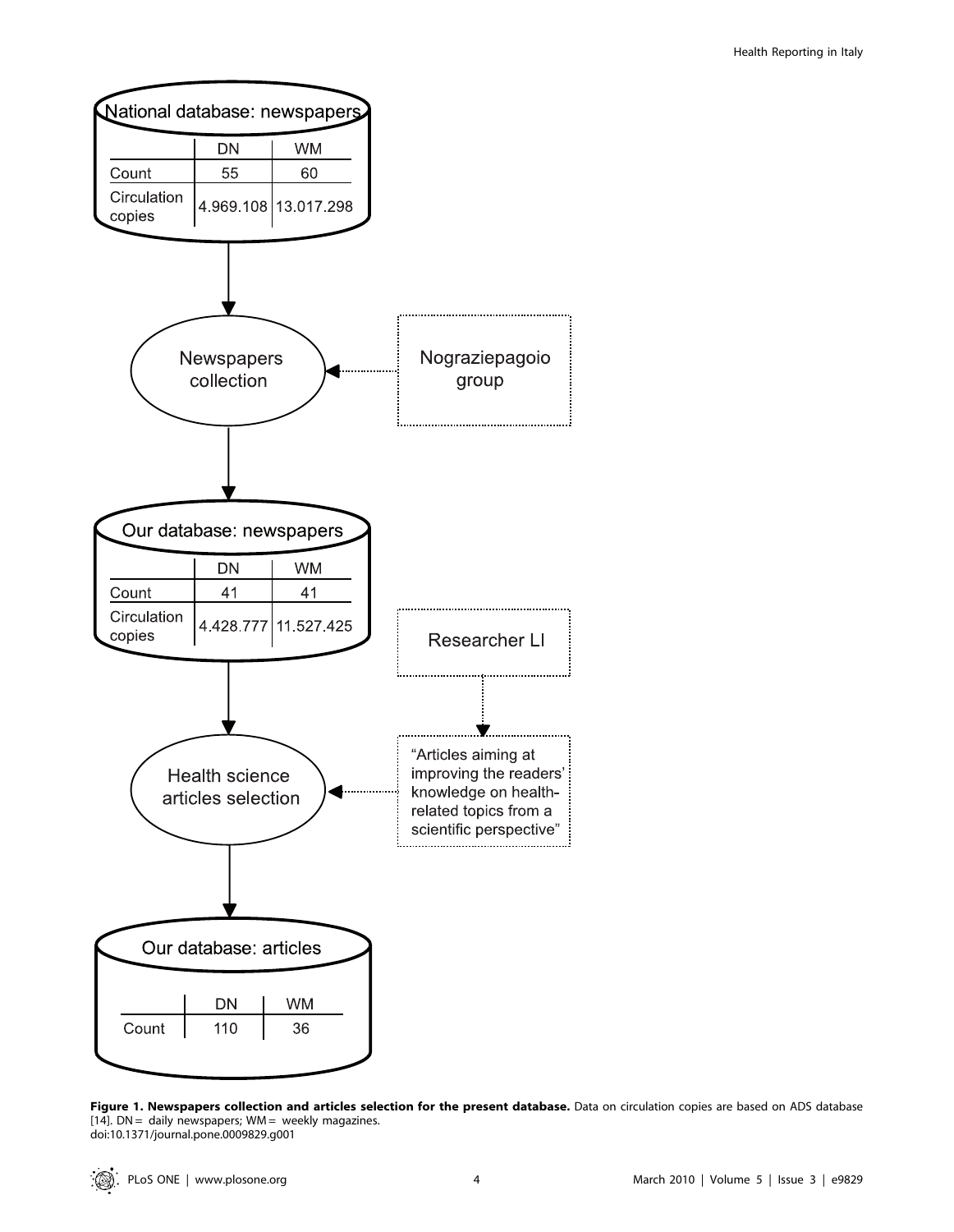National database: newspapers

| | DN | WM |
|---|---|---|
| Count | 55 | 60 |
| Circulation copies | 4.969.108 | 13.017.298 |

Newspapers collection

Nograziepagoio group

Our database: newspapers

| | DN | WM |
|---|---|---|
| Count | 41 | 41 |
| Circulation copies | 4.428.777 | 11.527.425 |

Researcher LI

"Articles aiming at improving the readers' knowledge on health-related topics from a scientific perspective"

Health science articles selection

Our database: articles

| | DN | WM |
|---|---|---|
| Count | 110 | 36 |

**Figure 1. Newspapers collection and articles selection for the present database.** Data on circulation copies are based on ADS database [14]. DN = daily newspapers; WM = weekly magazines.
doi:10.1371/journal.pone.0009829.g001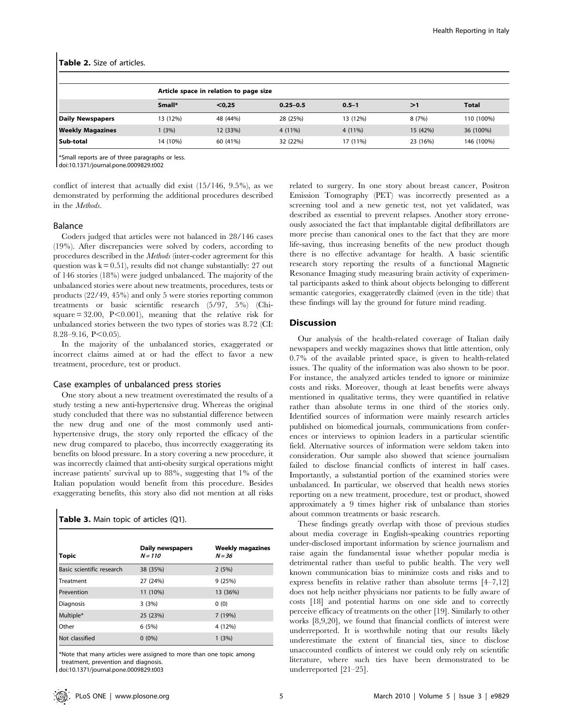**Table 2.** Size of articles.

| | Article space in relation to page size | | | | | |
|---|---|---|---|---|---|---|
| | Small* | <0,25 | 0.25–0.5 | 0.5–1 | >1 | Total |
| **Daily Newspapers** | 13 (12%) | 48 (44%) | 28 (25%) | 13 (12%) | 8 (7%) | 110 (100%) |
| **Weekly Magazines** | 1 (3%) | 12 (33%) | 4 (11%) | 4 (11%) | 15 (42%) | 36 (100%) |
| **Sub-total** | 14 (10%) | 60 (41%) | 32 (22%) | 17 (11%) | 23 (16%) | 146 (100%) |

*Small reports are of three paragraphs or less.
doi:10.1371/journal.pone.0009829.t002

conflict of interest that actually did exist (15/146, 9.5%), as we demonstrated by performing the additional procedures described in the *Methods*.

### Balance

Coders judged that articles were not balanced in 28/146 cases (19%). After discrepancies were solved by coders, according to procedures described in the *Methods* (inter-coder agreement for this question was $k = 0.51$), results did not change substantially: 27 out of 146 stories (18%) were judged unbalanced. The majority of the unbalanced stories were about new treatments, procedures, tests or products (22/49, 45%) and only 5 were stories reporting common treatments or basic scientific research (5/97, 5%) (Chi-square = 32.00, $P<0.001$), meaning that the relative risk for unbalanced stories between the two types of stories was 8.72 (CI: 8.28–9.16, $P<0.05$).

In the majority of the unbalanced stories, exaggerated or incorrect claims aimed at or had the effect to favor a new treatment, procedure, test or product.

### Case examples of unbalanced press stories

One story about a new treatment overestimated the results of a study testing a new anti-hypertensive drug. Whereas the original study concluded that there was no substantial difference between the new drug and one of the most commonly used anti-hypertensive drugs, the story only reported the efficacy of the new drug compared to placebo, thus incorrectly exaggerating its benefits on blood pressure. In a story covering a new procedure, it was incorrectly claimed that anti-obesity surgical operations might increase patients' survival up to 88%, suggesting that 1% of the Italian population would benefit from this procedure. Besides exaggerating benefits, this story also did not mention at all risks related to surgery. In one story about breast cancer, Positron Emission Tomography (PET) was incorrectly presented as a screening tool and a new genetic test, not yet validated, was described as essential to prevent relapses. Another story erroneously associated the fact that implantable digital defibrillators are more precise than canonical ones to the fact that they are more life-saving, thus increasing benefits of the new product though there is no effective advantage for health. A basic scientific research story reporting the results of a functional Magnetic Resonance Imaging study measuring brain activity of experimental participants asked to think about objects belonging to different semantic categories, exaggeratedly claimed (even in the title) that these findings will lay the ground for future mind reading.

**Table 3.** Main topic of articles (Q1).

| Topic | Daily newspapers *N = 110* | Weekly magazines *N = 36* |
|---|---|---|
| Basic scientific research | 38 (35%) | 2 (5%) |
| Treatment | 27 (24%) | 9 (25%) |
| Prevention | 11 (10%) | 13 (36%) |
| Diagnosis | 3 (3%) | 0 (0) |
| Multiple* | 25 (23%) | 7 (19%) |
| Other | 6 (5%) | 4 (12%) |
| Not classified | 0 (0%) | 1 (3%) |

*Note that many articles were assigned to more than one topic among treatment, prevention and diagnosis.
doi:10.1371/journal.pone.0009829.t003

## Discussion

Our analysis of the health-related coverage of Italian daily newspapers and weekly magazines shows that little attention, only 0.7% of the available printed space, is given to health-related issues. The quality of the information was also shown to be poor. For instance, the analyzed articles tended to ignore or minimize costs and risks. Moreover, though at least benefits were always mentioned in qualitative terms, they were quantified in relative rather than absolute terms in one third of the stories only. Identified sources of information were mainly research articles published on biomedical journals, communications from conferences or interviews to opinion leaders in a particular scientific field. Alternative sources of information were seldom taken into consideration. Our sample also showed that science journalism failed to disclose financial conflicts of interest in half cases. Importantly, a substantial portion of the examined stories were unbalanced. In particular, we observed that health news stories reporting on a new treatment, procedure, test or product, showed approximately a 9 times higher risk of unbalance than stories about common treatments or basic research.

These findings greatly overlap with those of previous studies about media coverage in English-speaking countries reporting under-disclosed important information by science journalism and raise again the fundamental issue whether popular media is detrimental rather than useful to public health. The very well known communication bias to minimize costs and risks and to express benefits in relative rather than absolute terms [4–7,12] does not help neither physicians nor patients to be fully aware of costs [18] and potential harms on one side and to correctly perceive efficacy of treatments on the other [19]. Similarly to other works [8,9,20], we found that financial conflicts of interest were underreported. It is worthwhile noting that our results likely underestimate the extent of financial ties, since to disclose unaccounted conflicts of interest we could only rely on scientific literature, where such ties have been demonstrated to be underreported [21–25].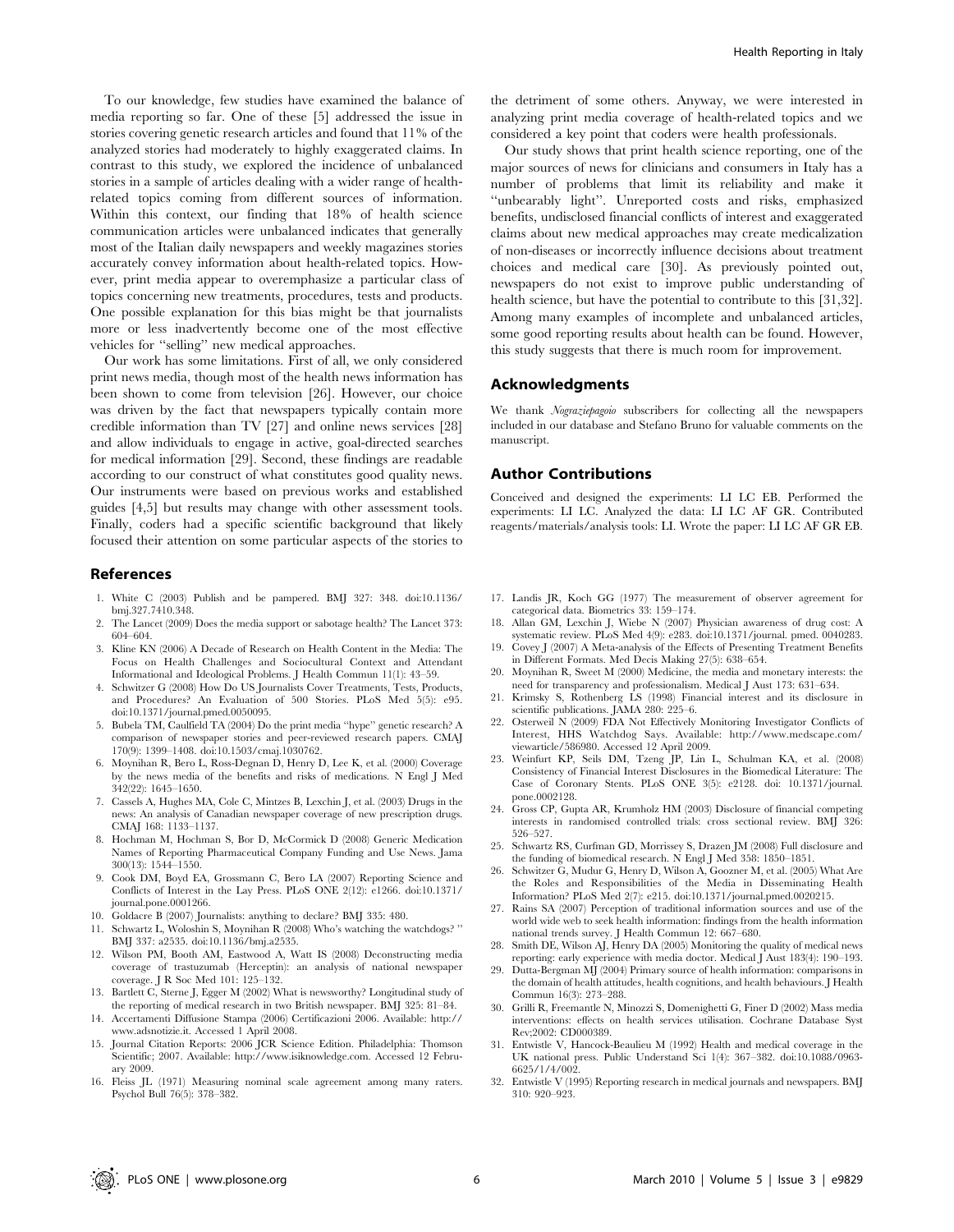To our knowledge, few studies have examined the balance of media reporting so far. One of these [5] addressed the issue in stories covering genetic research articles and found that 11% of the analyzed stories had moderately to highly exaggerated claims. In contrast to this study, we explored the incidence of unbalanced stories in a sample of articles dealing with a wider range of health-related topics coming from different sources of information. Within this context, our finding that 18% of health science communication articles were unbalanced indicates that generally most of the Italian daily newspapers and weekly magazines stories accurately convey information about health-related topics. However, print media appear to overemphasize a particular class of topics concerning new treatments, procedures, tests and products. One possible explanation for this bias might be that journalists more or less inadvertently become one of the most effective vehicles for "selling" new medical approaches.

Our work has some limitations. First of all, we only considered print news media, though most of the health news information has been shown to come from television [26]. However, our choice was driven by the fact that newspapers typically contain more credible information than TV [27] and online news services [28] and allow individuals to engage in active, goal-directed searches for medical information [29]. Second, these findings are readable according to our construct of what constitutes good quality news. Our instruments were based on previous works and established guides [4,5] but results may change with other assessment tools. Finally, coders had a specific scientific background that likely focused their attention on some particular aspects of the stories to the detriment of some others. Anyway, we were interested in analyzing print media coverage of health-related topics and we considered a key point that coders were health professionals.

Our study shows that print health science reporting, one of the major sources of news for clinicians and consumers in Italy has a number of problems that limit its reliability and make it "unbearably light". Unreported costs and risks, emphasized benefits, undisclosed financial conflicts of interest and exaggerated claims about new medical approaches may create medicalization of non-diseases or incorrectly influence decisions about treatment choices and medical care [30]. As previously pointed out, newspapers do not exist to improve public understanding of health science, but have the potential to contribute to this [31,32]. Among many examples of incomplete and unbalanced articles, some good reporting results about health can be found. However, this study suggests that there is much room for improvement.

## Acknowledgments

We thank *Nograziepagoio* subscribers for collecting all the newspapers included in our database and Stefano Bruno for valuable comments on the manuscript.

## Author Contributions

Conceived and designed the experiments: LI LC EB. Performed the experiments: LI LC. Analyzed the data: LI LC AF GR. Contributed reagents/materials/analysis tools: LI. Wrote the paper: LI LC AF GR EB.

## References

1. White C (2003) Publish and be pampered. BMJ 327: 348. doi:10.1136/bmj.327.7410.348.
2. The Lancet (2009) Does the media support or sabotage health? The Lancet 373: 604–604.
3. Kline KN (2006) A Decade of Research on Health Content in the Media: The Focus on Health Challenges and Sociocultural Context and Attendant Informational and Ideological Problems. J Health Commun 11(1): 43–59.
4. Schwitzer G (2008) How Do US Journalists Cover Treatments, Tests, Products, and Procedures? An Evaluation of 500 Stories. PLoS Med 5(5): e95. doi:10.1371/journal.pmed.0050095.
5. Bubela TM, Caulfield TA (2004) Do the print media "hype" genetic research? A comparison of newspaper stories and peer-reviewed research papers. CMAJ 170(9): 1399–1408. doi:10.1503/cmaj.1030762.
6. Moynihan R, Bero L, Ross-Degnan D, Henry D, Lee K, et al. (2000) Coverage by the news media of the benefits and risks of medications. N Engl J Med 342(22): 1645–1650.
7. Cassels A, Hughes MA, Cole C, Mintzes B, Lexchin J, et al. (2003) Drugs in the news: An analysis of Canadian newspaper coverage of new prescription drugs. CMAJ 168: 1133–1137.
8. Hochman M, Hochman S, Bor D, McCormick D (2008) Generic Medication Names of Reporting Pharmaceutical Company Funding and Use News. Jama 300(13): 1544–1550.
9. Cook DM, Boyd EA, Grossmann C, Bero LA (2007) Reporting Science and Conflicts of Interest in the Lay Press. PLoS ONE 2(12): e1266. doi:10.1371/journal.pone.0001266.
10. Goldacre B (2007) Journalists: anything to declare? BMJ 335: 480.
11. Schwartz L, Woloshin S, Moynihan R (2008) Who's watching the watchdogs? " BMJ 337: a2535. doi:10.1136/bmj.a2535.
12. Wilson PM, Booth AM, Eastwood A, Watt IS (2008) Deconstructing media coverage of trastuzumab (Herceptin): an analysis of national newspaper coverage. J R Soc Med 101: 125–132.
13. Bartlett C, Sterne J, Egger M (2002) What is newsworthy? Longitudinal study of the reporting of medical research in two British newspaper. BMJ 325: 81–84.
14. Accertamenti Diffusione Stampa (2006) Certificazioni 2006. Available: http://www.adsnotizie.it. Accessed 1 April 2008.
15. Journal Citation Reports: 2006 JCR Science Edition. Philadelphia: Thomson Scientific; 2007. Available: http://www.isiknowledge.com. Accessed 12 February 2009.
16. Fleiss JL (1971) Measuring nominal scale agreement among many raters. Psychol Bull 76(5): 378–382.
17. Landis JR, Koch GG (1977) The measurement of observer agreement for categorical data. Biometrics 33: 159–174.
18. Allan GM, Lexchin J, Wiebe N (2007) Physician awareness of drug cost: A systematic review. PLoS Med 4(9): e283. doi:10.1371/journal. pmed. 0040283.
19. Covey J (2007) A Meta-analysis of the Effects of Presenting Treatment Benefits in Different Formats. Med Decis Making 27(5): 638–654.
20. Moynihan R, Sweet M (2000) Medicine, the media and monetary interests: the need for transparency and professionalism. Medical J Aust 173: 631–634.
21. Krimsky S, Rothenberg LS (1998) Financial interest and its disclosure in scientific publications. JAMA 280: 225–6.
22. Osterweil N (2009) FDA Not Effectively Monitoring Investigator Conflicts of Interest, HHS Watchdog Says. Available: http://www.medscape.com/viewarticle/586980. Accessed 12 April 2009.
23. Weinfurt KP, Seils DM, Tzeng JP, Lin L, Schulman KA, et al. (2008) Consistency of Financial Interest Disclosures in the Biomedical Literature: The Case of Coronary Stents. PLoS ONE 3(5): e2128. doi: 10.1371/journal.pone.0002128.
24. Gross CP, Gupta AR, Krumholz HM (2003) Disclosure of financial competing interests in randomised controlled trials: cross sectional review. BMJ 326: 526–527.
25. Schwartz RS, Curfman GD, Morrissey S, Drazen JM (2008) Full disclosure and the funding of biomedical research. N Engl J Med 358: 1850–1851.
26. Schwitzer G, Mudur G, Henry D, Wilson A, Goozner M, et al. (2005) What Are the Roles and Responsibilities of the Media in Disseminating Health Information? PLoS Med 2(7): e215. doi:10.1371/journal.pmed.0020215.
27. Rains SA (2007) Perception of traditional information sources and use of the world wide web to seek health information: findings from the health information national trends survey. J Health Commun 12: 667–680.
28. Smith DE, Wilson AJ, Henry DA (2005) Monitoring the quality of medical news reporting: early experience with media doctor. Medical J Aust 183(4): 190–193.
29. Dutta-Bergman MJ (2004) Primary source of health information: comparisons in the domain of health attitudes, health cognitions, and health behaviours. J Health Commun 16(3): 273–288.
30. Grilli R, Freemantle N, Minozzi S, Domenighetti G, Finer D (2002) Mass media interventions: effects on health services utilisation. Cochrane Database Syst Rev;2002: CD000389.
31. Entwistle V, Hancock-Beaulieu M (1992) Health and medical coverage in the UK national press. Public Understand Sci 1(4): 367–382. doi:10.1088/0963-6625/1/4/002.
32. Entwistle V (1995) Reporting research in medical journals and newspapers. BMJ 310: 920–923.